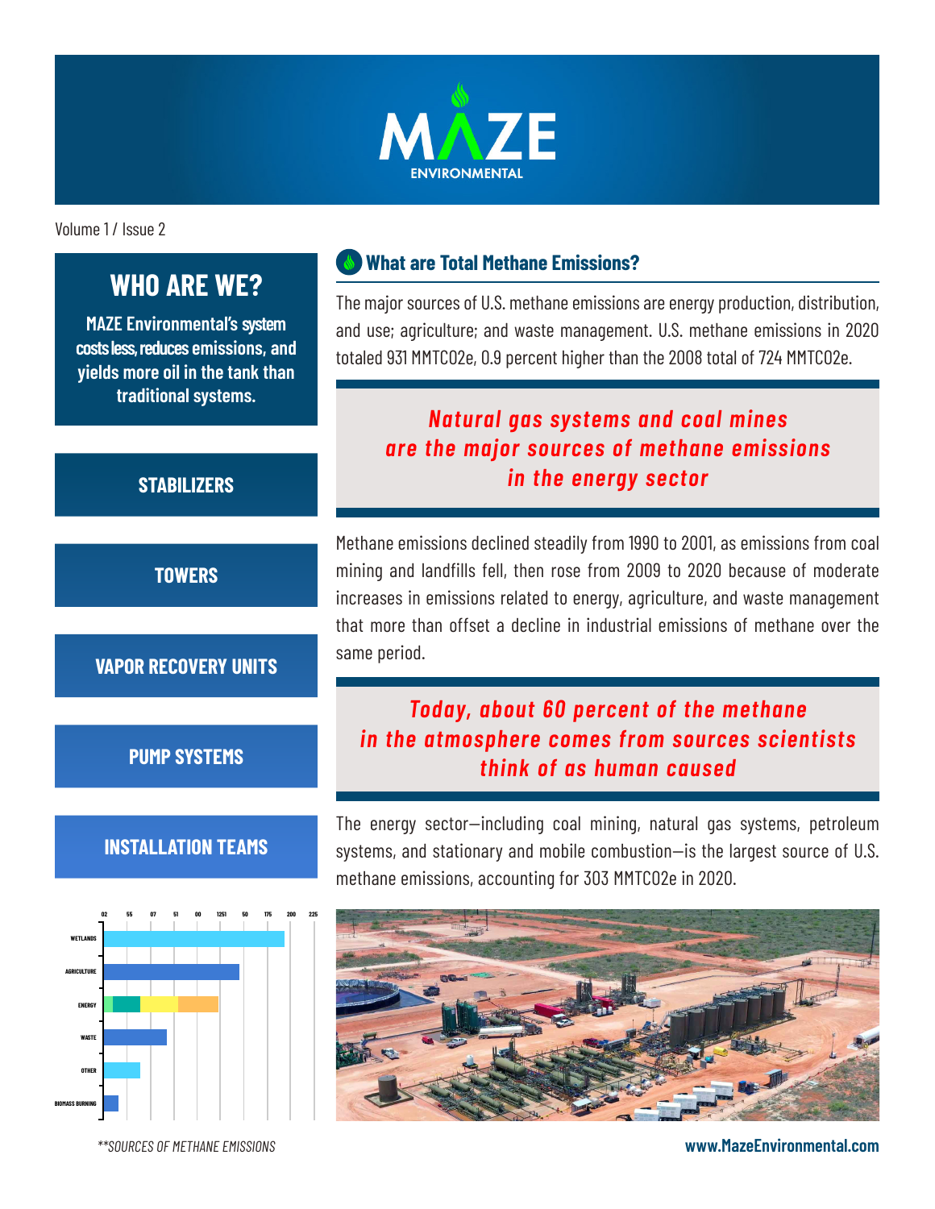# MAZE ENVIRONMENTAL

Volume 1 / Issue 2

## WHO ARE WE?

**MAZE Environmental's system costs less, reduces emissions, and yields more oil in the tank than traditional systems.**

**STABILIZERS**

**TOWERS**

**VAPOR RECOVERY UNITS**

**PUMP SYSTEMS**

**INSTALLATION TEAMS**

## What are Total Methane Emissions?

The major sources of U.S. methane emissions are energy production, distribution, and use; agriculture; and waste management. U.S. methane emissions in 2020 totaled 931 MMTCO2e, 0.9 percent higher than the 2008 total of 724 MMTCO2e.

> ***Natural gas systems and coal mines are the major sources of methane emissions in the energy sector***

Methane emissions declined steadily from 1990 to 2001, as emissions from coal mining and landfills fell, then rose from 2009 to 2020 because of moderate increases in emissions related to energy, agriculture, and waste management that more than offset a decline in industrial emissions of methane over the same period.

> ***Today, about 60 percent of the methane in the atmosphere comes from sources scientists think of as human caused***

The energy sector—including coal mining, natural gas systems, petroleum systems, and stationary and mobile combustion—is the largest source of U.S. methane emissions, accounting for 303 MMTCO2e in 2020.

*\*\*SOURCES OF METHANE EMISSIONS*

**www.MazeEnvironmental.com**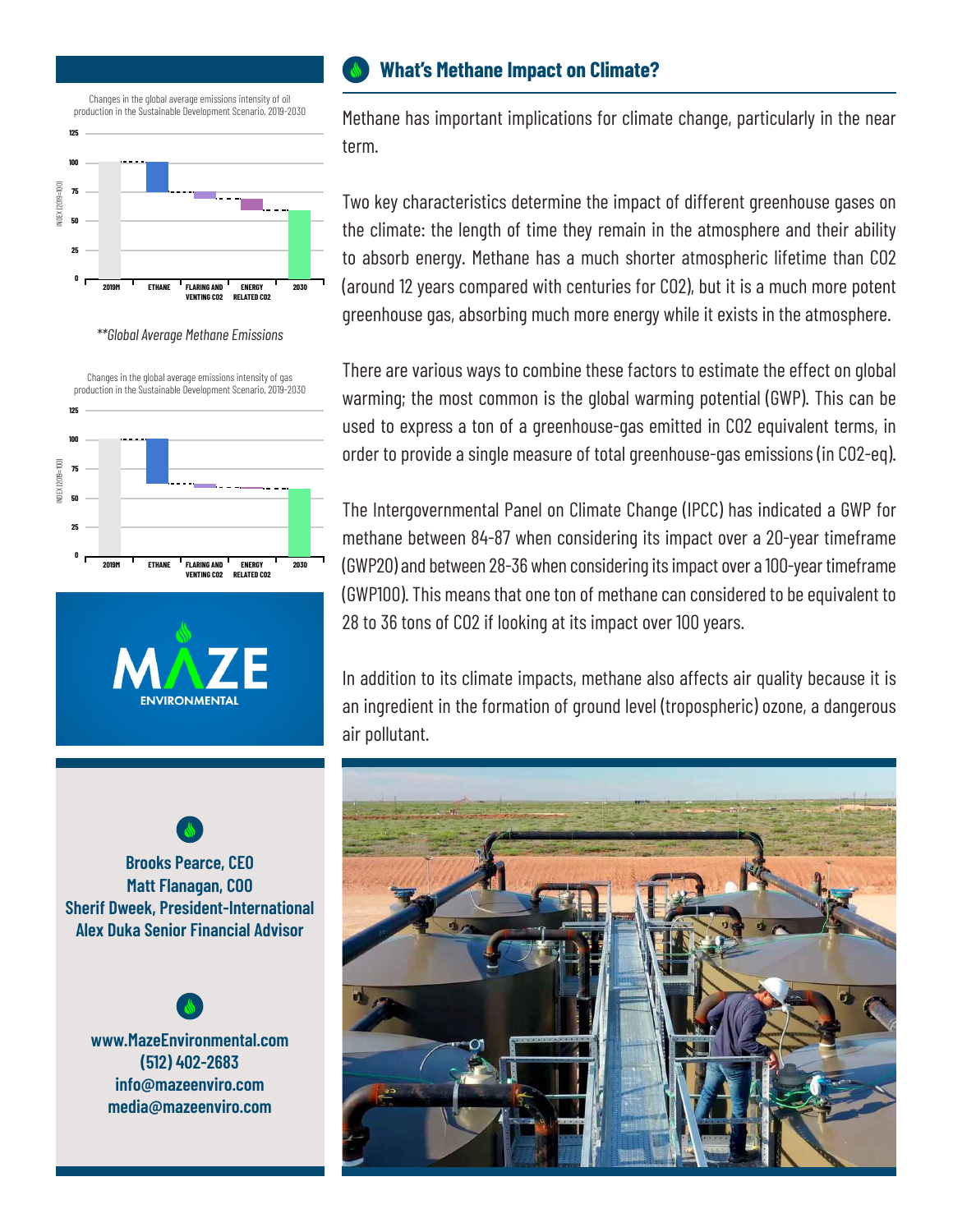Changes in the global average emissions intensity of oil production in the Sustainable Development Scenario, 2019-2030

125
100
75
50
25
0
INDEX (2019=100)
2019M
ETHANE
FLARING AND VENTING CO2
ENERGY RELATED CO2
2030

*\*Global Average Methane Emissions*

Changes in the global average emissions intensity of gas production in the Sustainable Development Scenario, 2019-2030

125
100
75
50
25
0
INDEX (2019=100)
2019M
ETHANE
FLARING AND VENTING CO2
ENERGY RELATED CO2
2030

MAZE ENVIRONMENTAL

**Brooks Pearce, CEO**
**Matt Flanagan, COO**
**Sherif Dweek, President-International**
**Alex Duka Senior Financial Advisor**

**www.MazeEnvironmental.com**
**(512) 402-2683**
**info@mazeenviro.com**
**media@mazeenviro.com**

## What's Methane Impact on Climate?

Methane has important implications for climate change, particularly in the near term.

Two key characteristics determine the impact of different greenhouse gases on the climate: the length of time they remain in the atmosphere and their ability to absorb energy. Methane has a much shorter atmospheric lifetime than $CO_2$ (around 12 years compared with centuries for $CO_2$), but it is a much more potent greenhouse gas, absorbing much more energy while it exists in the atmosphere.

There are various ways to combine these factors to estimate the effect on global warming; the most common is the global warming potential (GWP). This can be used to express a ton of a greenhouse-gas emitted in $CO_2$ equivalent terms, in order to provide a single measure of total greenhouse-gas emissions (in $CO_2$-eq).

The Intergovernmental Panel on Climate Change (IPCC) has indicated a GWP for methane between 84-87 when considering its impact over a 20-year timeframe (GWP20) and between 28-36 when considering its impact over a 100-year timeframe (GWP100). This means that one ton of methane can considered to be equivalent to 28 to 36 tons of $CO_2$ if looking at its impact over 100 years.

In addition to its climate impacts, methane also affects air quality because it is an ingredient in the formation of ground level (tropospheric) ozone, a dangerous air pollutant.